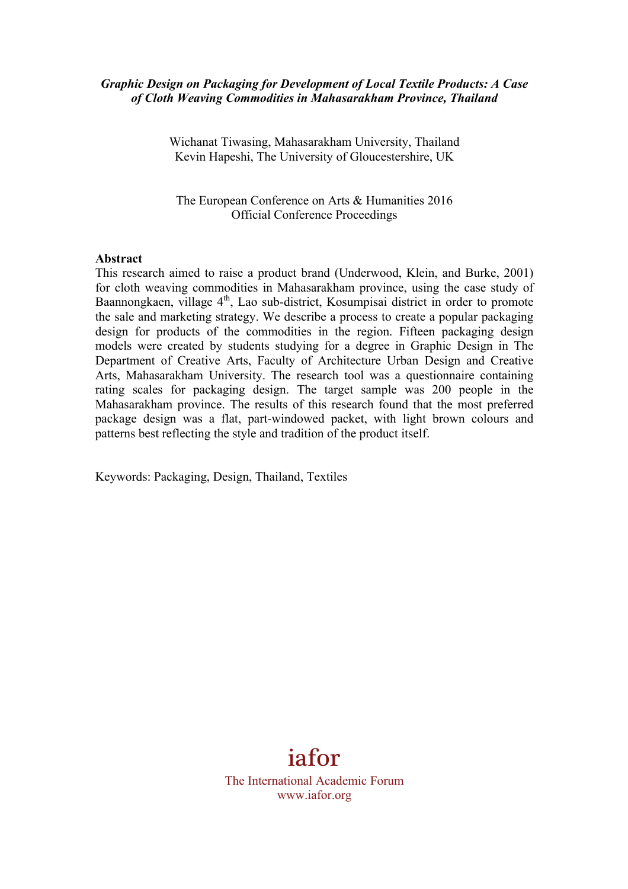*Graphic Design on Packaging for Development of Local Textile Products: A Case of Cloth Weaving Commodities in Mahasarakham Province, Thailand*

Wichanat Tiwasing, Mahasarakham University, Thailand
Kevin Hapeshi, The University of Gloucestershire, UK

The European Conference on Arts & Humanities 2016
Official Conference Proceedings

**Abstract**

This research aimed to raise a product brand (Underwood, Klein, and Burke, 2001) for cloth weaving commodities in Mahasarakham province, using the case study of Baannongkaen, village 4$^{th}$, Lao sub-district, Kosumpisai district in order to promote the sale and marketing strategy. We describe a process to create a popular packaging design for products of the commodities in the region. Fifteen packaging design models were created by students studying for a degree in Graphic Design in The Department of Creative Arts, Faculty of Architecture Urban Design and Creative Arts, Mahasarakham University. The research tool was a questionnaire containing rating scales for packaging design. The target sample was 200 people in the Mahasarakham province. The results of this research found that the most preferred package design was a flat, part-windowed packet, with light brown colours and patterns best reflecting the style and tradition of the product itself.

Keywords: Packaging, Design, Thailand, Textiles

iafor
The International Academic Forum
www.iafor.org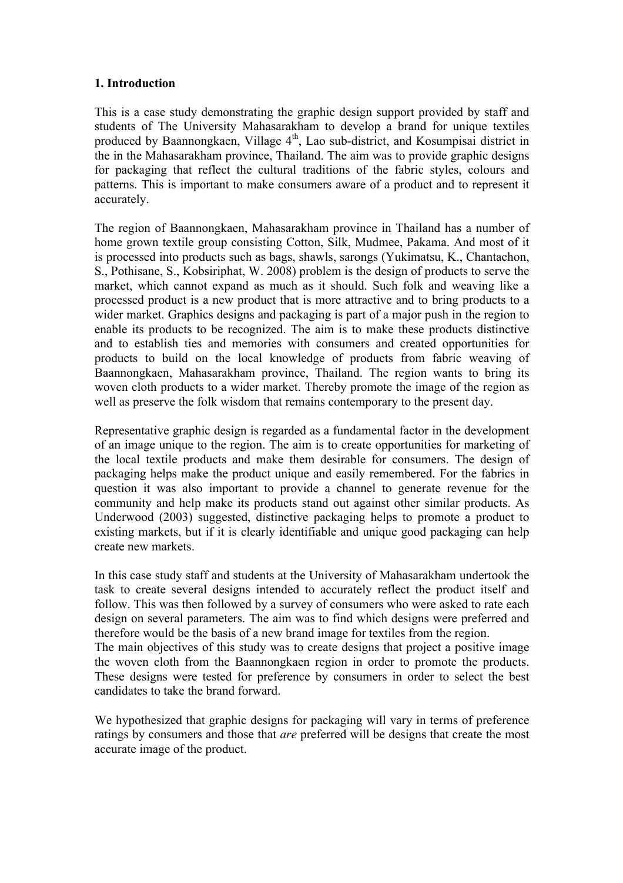## 1. Introduction

This is a case study demonstrating the graphic design support provided by staff and students of The University Mahasarakham to develop a brand for unique textiles produced by Baannongkaen, Village 4th, Lao sub-district, and Kosumpisai district in the in the Mahasarakham province, Thailand. The aim was to provide graphic designs for packaging that reflect the cultural traditions of the fabric styles, colours and patterns. This is important to make consumers aware of a product and to represent it accurately.

The region of Baannongkaen, Mahasarakham province in Thailand has a number of home grown textile group consisting Cotton, Silk, Mudmee, Pakama. And most of it is processed into products such as bags, shawls, sarongs (Yukimatsu, K., Chantachon, S., Pothisane, S., Kobsiriphat, W. 2008) problem is the design of products to serve the market, which cannot expand as much as it should. Such folk and weaving like a processed product is a new product that is more attractive and to bring products to a wider market. Graphics designs and packaging is part of a major push in the region to enable its products to be recognized. The aim is to make these products distinctive and to establish ties and memories with consumers and created opportunities for products to build on the local knowledge of products from fabric weaving of Baannongkaen, Mahasarakham province, Thailand. The region wants to bring its woven cloth products to a wider market. Thereby promote the image of the region as well as preserve the folk wisdom that remains contemporary to the present day.

Representative graphic design is regarded as a fundamental factor in the development of an image unique to the region. The aim is to create opportunities for marketing of the local textile products and make them desirable for consumers. The design of packaging helps make the product unique and easily remembered. For the fabrics in question it was also important to provide a channel to generate revenue for the community and help make its products stand out against other similar products. As Underwood (2003) suggested, distinctive packaging helps to promote a product to existing markets, but if it is clearly identifiable and unique good packaging can help create new markets.

In this case study staff and students at the University of Mahasarakham undertook the task to create several designs intended to accurately reflect the product itself and follow. This was then followed by a survey of consumers who were asked to rate each design on several parameters. The aim was to find which designs were preferred and therefore would be the basis of a new brand image for textiles from the region.
The main objectives of this study was to create designs that project a positive image the woven cloth from the Baannongkaen region in order to promote the products. These designs were tested for preference by consumers in order to select the best candidates to take the brand forward.

We hypothesized that graphic designs for packaging will vary in terms of preference ratings by consumers and those that *are* preferred will be designs that create the most accurate image of the product.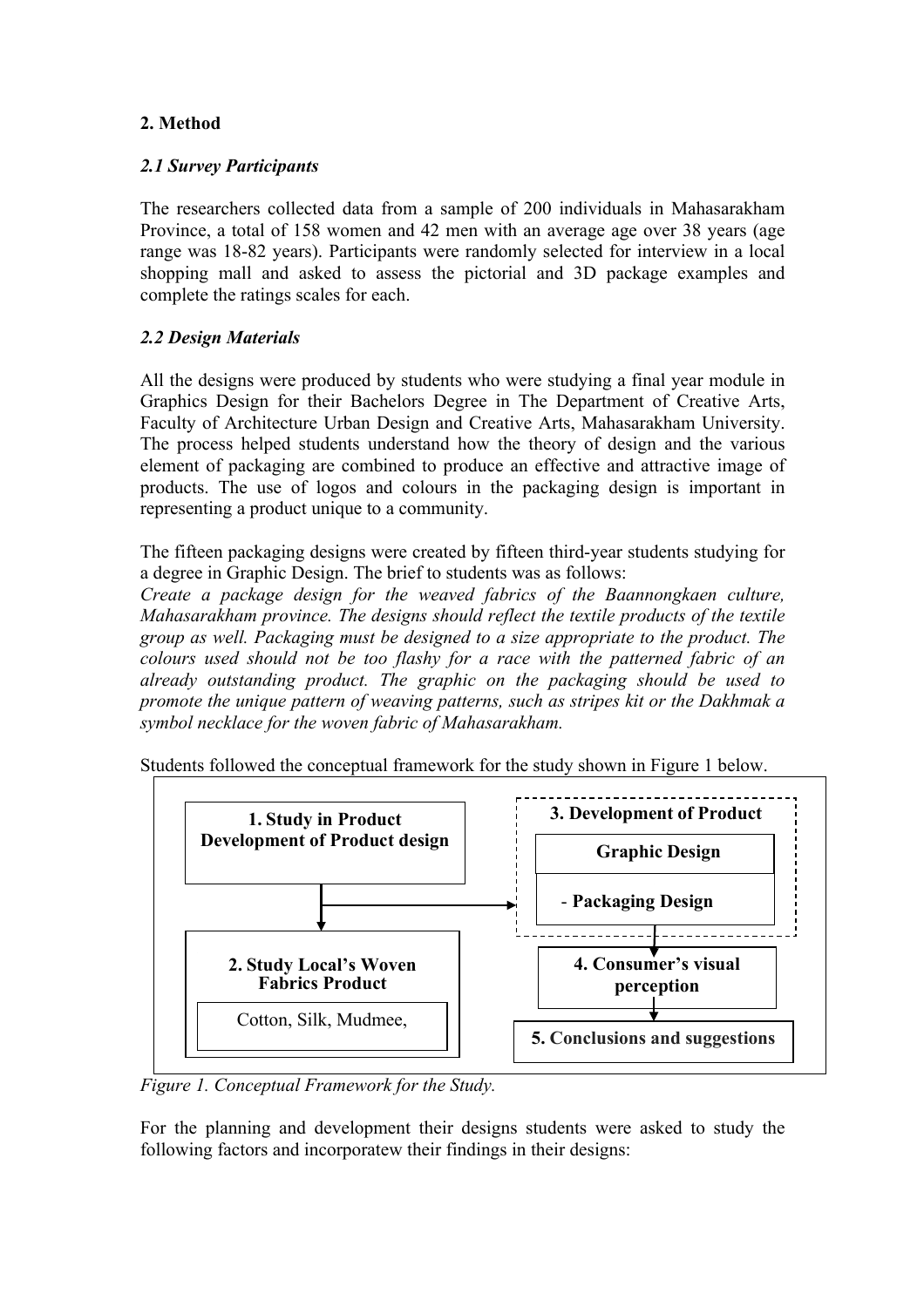## 2. Method

### *2.1 Survey Participants*

The researchers collected data from a sample of 200 individuals in Mahasarakham Province, a total of 158 women and 42 men with an average age over 38 years (age range was 18-82 years). Participants were randomly selected for interview in a local shopping mall and asked to assess the pictorial and 3D package examples and complete the ratings scales for each.

### *2.2 Design Materials*

All the designs were produced by students who were studying a final year module in Graphics Design for their Bachelors Degree in The Department of Creative Arts, Faculty of Architecture Urban Design and Creative Arts, Mahasarakham University. The process helped students understand how the theory of design and the various element of packaging are combined to produce an effective and attractive image of products. The use of logos and colours in the packaging design is important in representing a product unique to a community.

The fifteen packaging designs were created by fifteen third-year students studying for a degree in Graphic Design. The brief to students was as follows:
*Create a package design for the weaved fabrics of the Baannongkaen culture, Mahasarakham province. The designs should reflect the textile products of the textile group as well. Packaging must be designed to a size appropriate to the product. The colours used should not be too flashy for a race with the patterned fabric of an already outstanding product. The graphic on the packaging should be used to promote the unique pattern of weaving patterns, such as stripes kit or the Dakhmak a symbol necklace for the woven fabric of Mahasarakham.*

Students followed the conceptual framework for the study shown in Figure 1 below.

**1. Study in Product Development of Product design**

**2. Study Local's Woven Fabrics Product**
Cotton, Silk, Mudmee,

**3. Development of Product**
**Graphic Design**
- **Packaging Design**

**4. Consumer's visual perception**

**5. Conclusions and suggestions**

*Figure 1. Conceptual Framework for the Study.*

For the planning and development their designs students were asked to study the following factors and incorporatew their findings in their designs: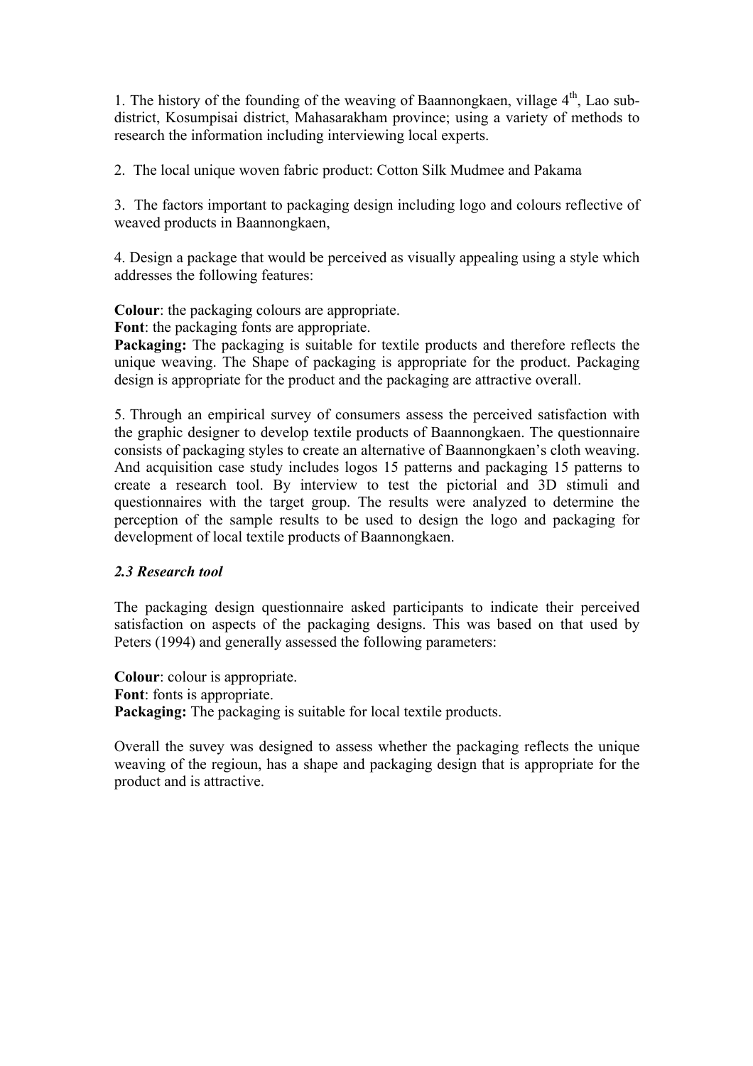1. The history of the founding of the weaving of Baannongkaen, village 4th, Lao sub-district, Kosumpisai district, Mahasarakham province; using a variety of methods to research the information including interviewing local experts.

2. The local unique woven fabric product: Cotton Silk Mudmee and Pakama

3. The factors important to packaging design including logo and colours reflective of weaved products in Baannongkaen,

4. Design a package that would be perceived as visually appealing using a style which addresses the following features:

**Colour**: the packaging colours are appropriate.
**Font**: the packaging fonts are appropriate.
**Packaging:** The packaging is suitable for textile products and therefore reflects the unique weaving. The Shape of packaging is appropriate for the product. Packaging design is appropriate for the product and the packaging are attractive overall.

5. Through an empirical survey of consumers assess the perceived satisfaction with the graphic designer to develop textile products of Baannongkaen. The questionnaire consists of packaging styles to create an alternative of Baannongkaen's cloth weaving. And acquisition case study includes logos 15 patterns and packaging 15 patterns to create a research tool. By interview to test the pictorial and 3D stimuli and questionnaires with the target group. The results were analyzed to determine the perception of the sample results to be used to design the logo and packaging for development of local textile products of Baannongkaen.

***2.3 Research tool***

The packaging design questionnaire asked participants to indicate their perceived satisfaction on aspects of the packaging designs. This was based on that used by Peters (1994) and generally assessed the following parameters:

**Colour**: colour is appropriate.
**Font**: fonts is appropriate.
**Packaging:** The packaging is suitable for local textile products.

Overall the suvey was designed to assess whether the packaging reflects the unique weaving of the regioun, has a shape and packaging design that is appropriate for the product and is attractive.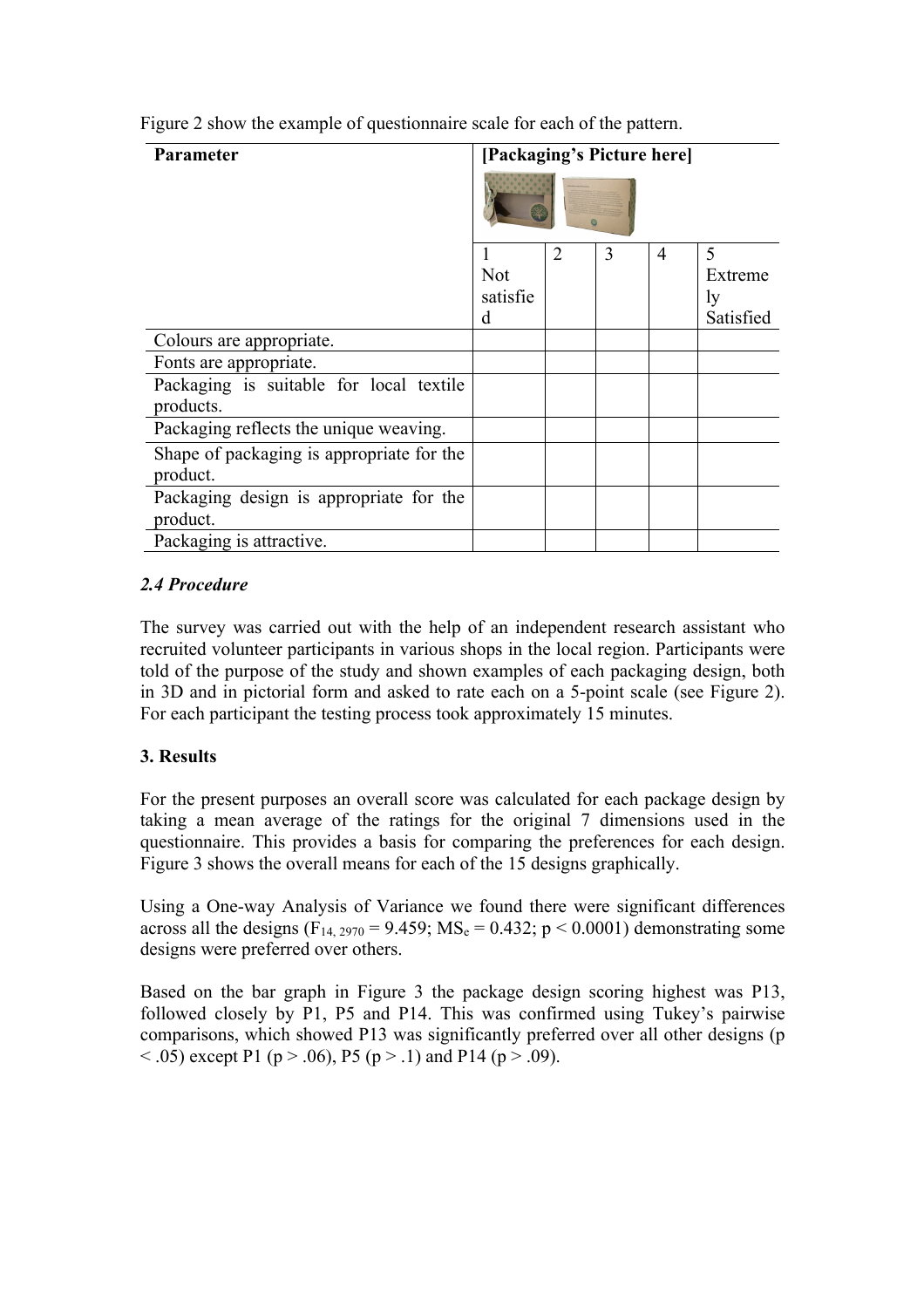Figure 2 show the example of questionnaire scale for each of the pattern.

| Parameter | [Packaging's Picture here] | | | | |
|---|---|---|---|---|---|
| | 1 Not satisfied | 2 | 3 | 4 | 5 Extremely Satisfied |
| Colours are appropriate. | | | | | |
| Fonts are appropriate. | | | | | |
| Packaging is suitable for local textile products. | | | | | |
| Packaging reflects the unique weaving. | | | | | |
| Shape of packaging is appropriate for the product. | | | | | |
| Packaging design is appropriate for the product. | | | | | |
| Packaging is attractive. | | | | | |

### *2.4 Procedure*

The survey was carried out with the help of an independent research assistant who recruited volunteer participants in various shops in the local region. Participants were told of the purpose of the study and shown examples of each packaging design, both in 3D and in pictorial form and asked to rate each on a 5-point scale (see Figure 2). For each participant the testing process took approximately 15 minutes.

## 3. Results

For the present purposes an overall score was calculated for each package design by taking a mean average of the ratings for the original 7 dimensions used in the questionnaire. This provides a basis for comparing the preferences for each design. Figure 3 shows the overall means for each of the 15 designs graphically.

Using a One-way Analysis of Variance we found there were significant differences across all the designs ($F_{14, 2970} = 9.459$; $MS_e = 0.432$; $p < 0.0001$) demonstrating some designs were preferred over others.

Based on the bar graph in Figure 3 the package design scoring highest was P13, followed closely by P1, P5 and P14. This was confirmed using Tukey's pairwise comparisons, which showed P13 was significantly preferred over all other designs ($p < .05$) except P1 ($p > .06$), P5 ($p > .1$) and P14 ($p > .09$).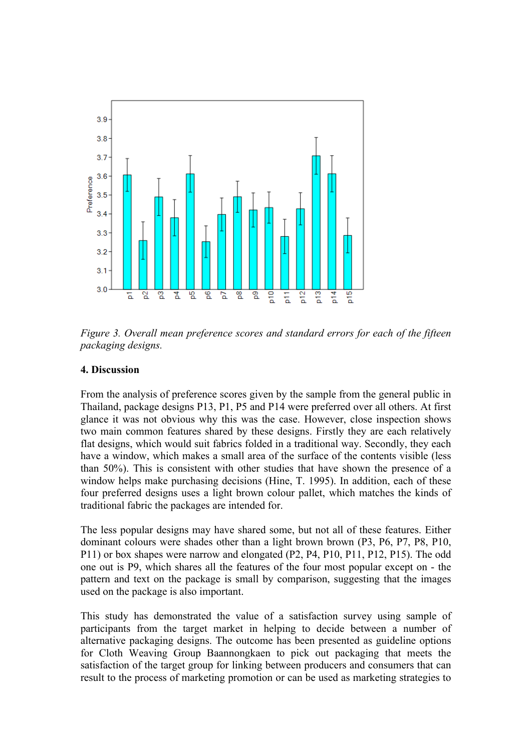*Figure 3. Overall mean preference scores and standard errors for each of the fifteen packaging designs.*

**4. Discussion**

From the analysis of preference scores given by the sample from the general public in Thailand, package designs P13, P1, P5 and P14 were preferred over all others. At first glance it was not obvious why this was the case. However, close inspection shows two main common features shared by these designs. Firstly they are each relatively flat designs, which would suit fabrics folded in a traditional way. Secondly, they each have a window, which makes a small area of the surface of the contents visible (less than 50%). This is consistent with other studies that have shown the presence of a window helps make purchasing decisions (Hine, T. 1995). In addition, each of these four preferred designs uses a light brown colour pallet, which matches the kinds of traditional fabric the packages are intended for.

The less popular designs may have shared some, but not all of these features. Either dominant colours were shades other than a light brown brown (P3, P6, P7, P8, P10, P11) or box shapes were narrow and elongated (P2, P4, P10, P11, P12, P15). The odd one out is P9, which shares all the features of the four most popular except on - the pattern and text on the package is small by comparison, suggesting that the images used on the package is also important.

This study has demonstrated the value of a satisfaction survey using sample of participants from the target market in helping to decide between a number of alternative packaging designs. The outcome has been presented as guideline options for Cloth Weaving Group Baannongkaen to pick out packaging that meets the satisfaction of the target group for linking between producers and consumers that can result to the process of marketing promotion or can be used as marketing strategies to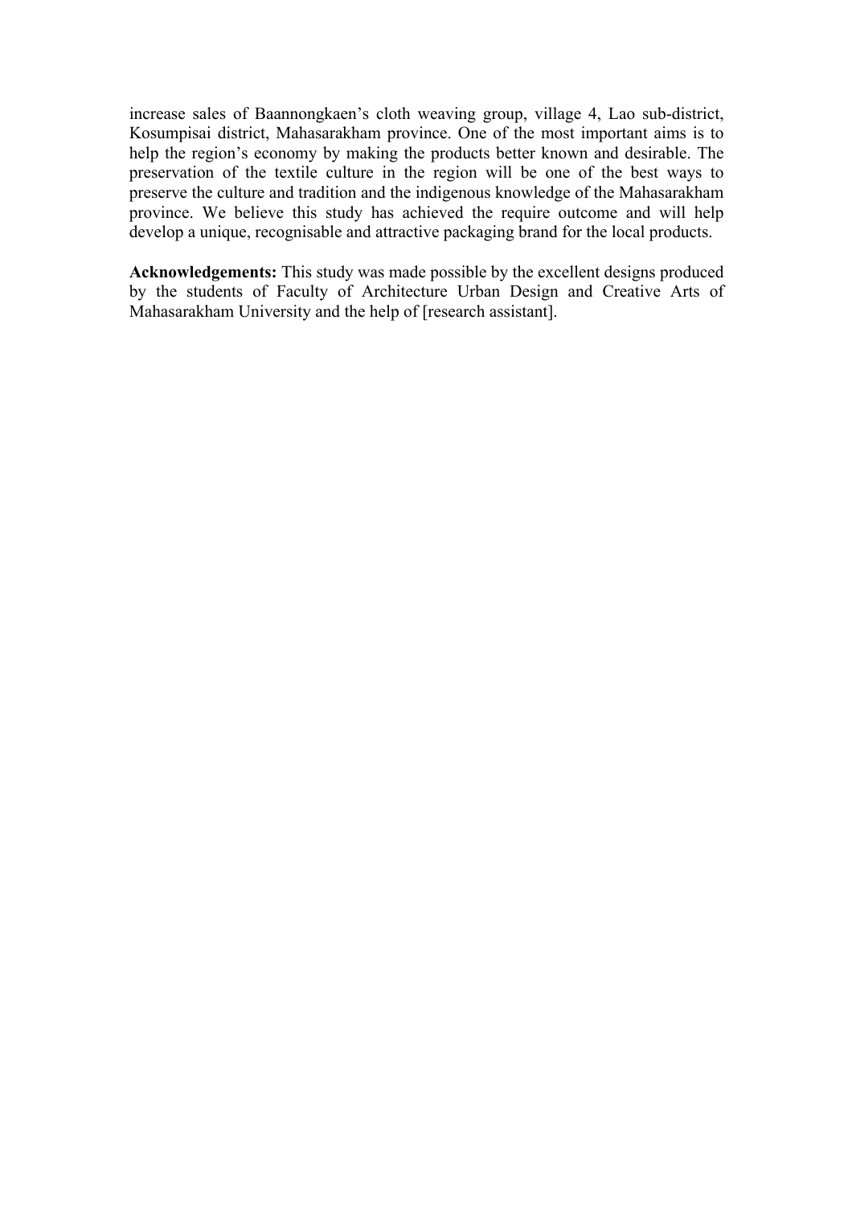increase sales of Baannongkaen's cloth weaving group, village 4, Lao sub-district, Kosumpisai district, Mahasarakham province. One of the most important aims is to help the region's economy by making the products better known and desirable. The preservation of the textile culture in the region will be one of the best ways to preserve the culture and tradition and the indigenous knowledge of the Mahasarakham province. We believe this study has achieved the require outcome and will help develop a unique, recognisable and attractive packaging brand for the local products.

**Acknowledgements:** This study was made possible by the excellent designs produced by the students of Faculty of Architecture Urban Design and Creative Arts of Mahasarakham University and the help of [research assistant].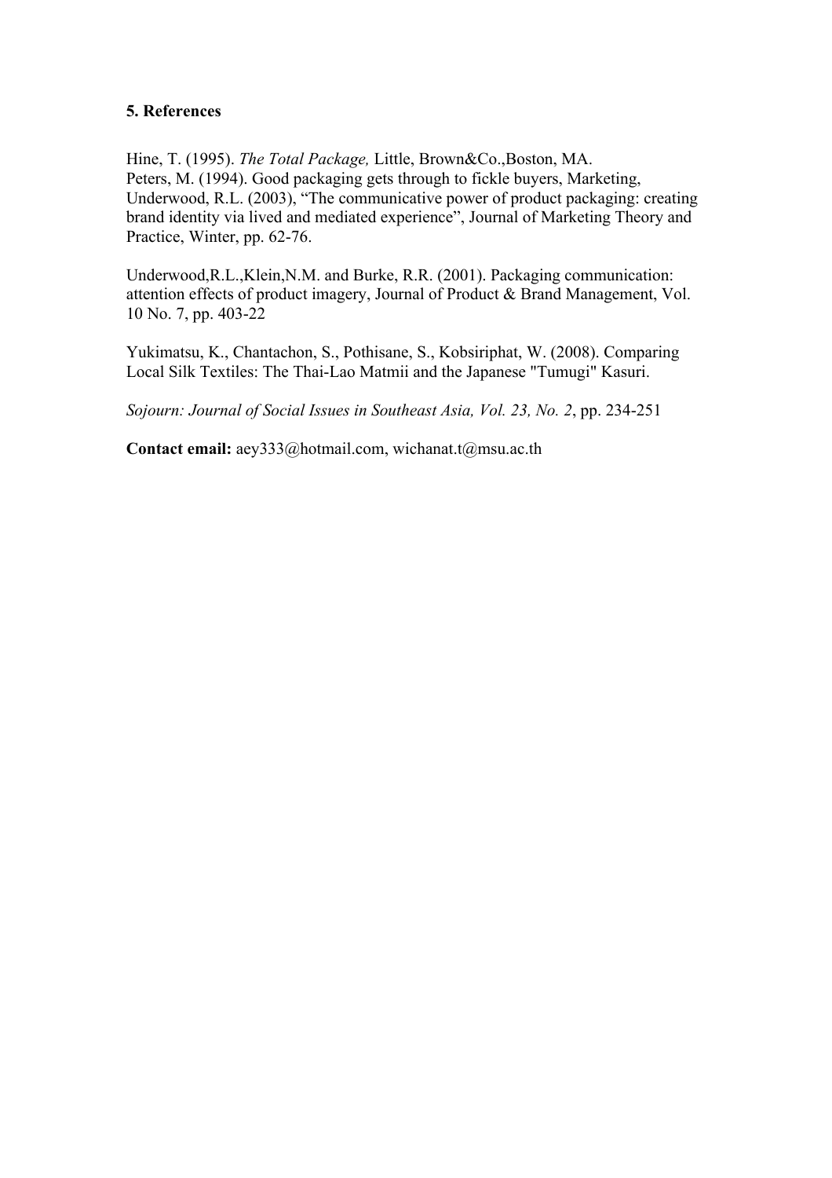**5. References**

Hine, T. (1995). *The Total Package,* Little, Brown&Co.,Boston, MA.
Peters, M. (1994). Good packaging gets through to fickle buyers, Marketing,
Underwood, R.L. (2003), "The communicative power of product packaging: creating brand identity via lived and mediated experience", Journal of Marketing Theory and Practice, Winter, pp. 62-76.

Underwood,R.L.,Klein,N.M. and Burke, R.R. (2001). Packaging communication: attention effects of product imagery, Journal of Product & Brand Management, Vol. 10 No. 7, pp. 403-22

Yukimatsu, K., Chantachon, S., Pothisane, S., Kobsiriphat, W. (2008). Comparing Local Silk Textiles: The Thai-Lao Matmii and the Japanese "Tumugi" Kasuri.

*Sojourn: Journal of Social Issues in Southeast Asia, Vol. 23, No. 2*, pp. 234-251

**Contact email:** aey333@hotmail.com, wichanat.t@msu.ac.th